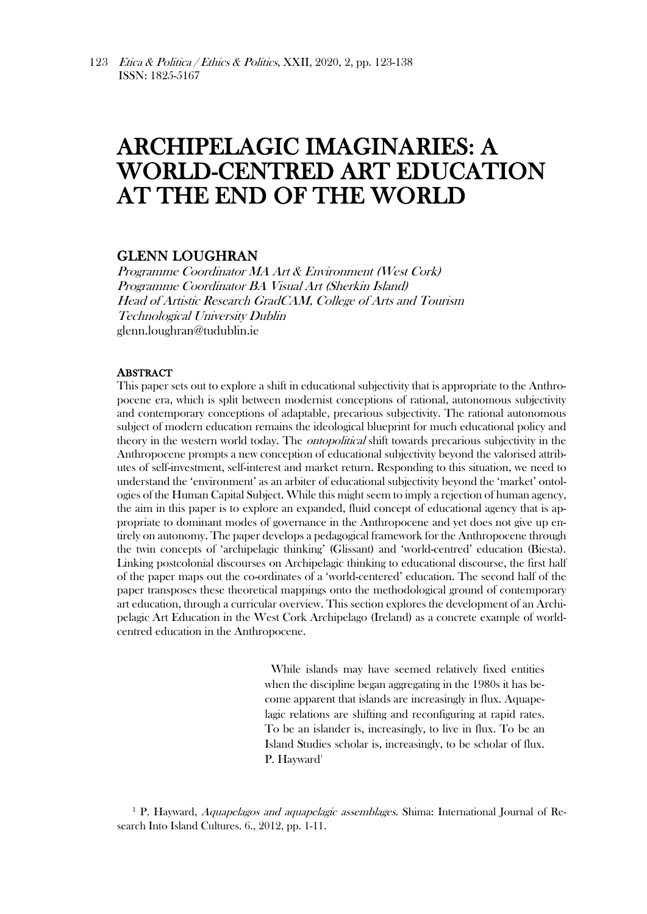# ARCHIPELAGIC IMAGINARIES: A WORLD-CENTRED ART EDUCATION AT THE END OF THE WORLD

## GLENN LOUGHRAN

*Programme Coordinator MA Art & Environment (West Cork)*
*Programme Coordinator BA Visual Art (Sherkin Island)*
*Head of Artistic Research GradCAM, College of Arts and Tourism*
*Technological University Dublin*
glenn.loughran@tudublin.ie

### ABSTRACT

This paper sets out to explore a shift in educational subjectivity that is appropriate to the Anthropocene era, which is split between modernist conceptions of rational, autonomous subjectivity and contemporary conceptions of adaptable, precarious subjectivity. The rational autonomous subject of modern education remains the ideological blueprint for much educational policy and theory in the western world today. The *ontopolitical* shift towards precarious subjectivity in the Anthropocene prompts a new conception of educational subjectivity beyond the valorised attributes of self-investment, self-interest and market return. Responding to this situation, we need to understand the 'environment' as an arbiter of educational subjectivity beyond the 'market' ontologies of the Human Capital Subject. While this might seem to imply a rejection of human agency, the aim in this paper is to explore an expanded, fluid concept of educational agency that is appropriate to dominant modes of governance in the Anthropocene and yet does not give up entirely on autonomy. The paper develops a pedagogical framework for the Anthropocene through the twin concepts of 'archipelagic thinking' (Glissant) and 'world-centred' education (Biesta). Linking postcolonial discourses on Archipelagic thinking to educational discourse, the first half of the paper maps out the co-ordinates of a 'world-centered' education. The second half of the paper transposes these theoretical mappings onto the methodological ground of contemporary art education, through a curricular overview. This section explores the development of an Archipelagic Art Education in the West Cork Archipelago (Ireland) as a concrete example of world-centred education in the Anthropocene.

> While islands may have seemed relatively fixed entities when the discipline began aggregating in the 1980s it has become apparent that islands are increasingly in flux. Aquapelagic relations are shifting and reconfiguring at rapid rates. To be an islander is, increasingly, to live in flux. To be an Island Studies scholar is, increasingly, to be scholar of flux.
> P. Hayward[1]

[1] P. Hayward, *Aquapelagos and aquapelagic assemblages.* Shima: International Journal of Research Into Island Cultures. 6., 2012, pp. 1-11.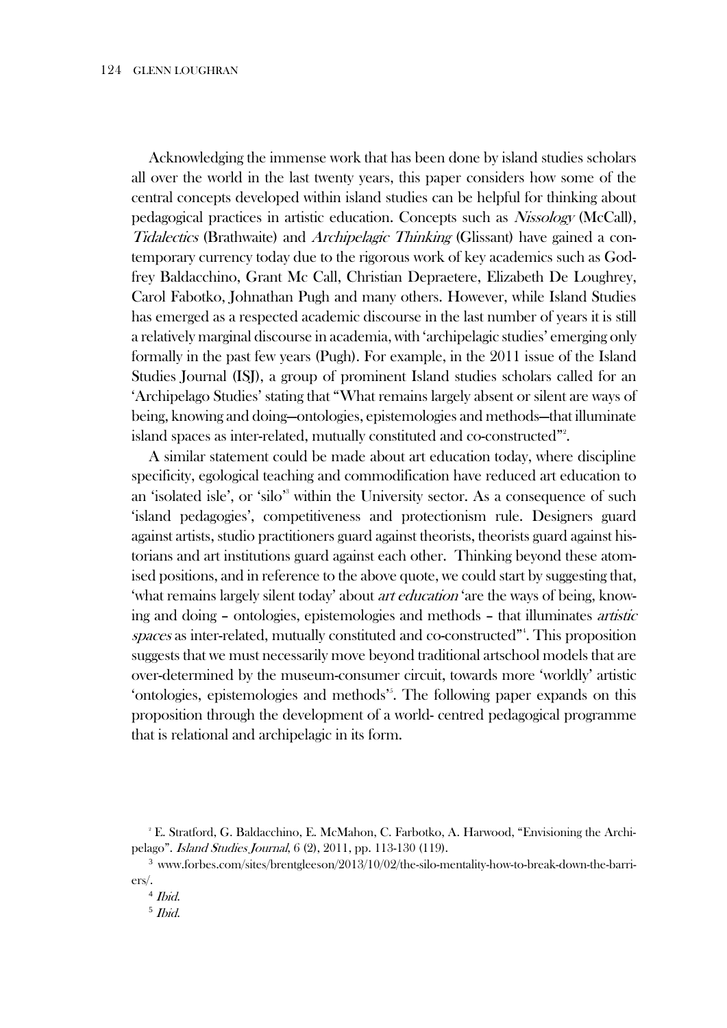Acknowledging the immense work that has been done by island studies scholars all over the world in the last twenty years, this paper considers how some of the central concepts developed within island studies can be helpful for thinking about pedagogical practices in artistic education. Concepts such as *Nissology* (McCall), *Tidalectics* (Brathwaite) and *Archipelagic Thinking* (Glissant) have gained a contemporary currency today due to the rigorous work of key academics such as Godfrey Baldacchino, Grant Mc Call, Christian Depraetere, Elizabeth De Loughrey, Carol Fabotko, Johnathan Pugh and many others. However, while Island Studies has emerged as a respected academic discourse in the last number of years it is still a relatively marginal discourse in academia, with 'archipelagic studies' emerging only formally in the past few years (Pugh). For example, in the 2011 issue of the Island Studies Journal (ISJ), a group of prominent Island studies scholars called for an 'Archipelago Studies' stating that "What remains largely absent or silent are ways of being, knowing and doing—ontologies, epistemologies and methods—that illuminate island spaces as inter-related, mutually constituted and co-constructed"[2].

A similar statement could be made about art education today, where discipline specificity, egological teaching and commodification have reduced art education to an 'isolated isle', or 'silo'[3] within the University sector. As a consequence of such 'island pedagogies', competitiveness and protectionism rule. Designers guard against artists, studio practitioners guard against theorists, theorists guard against historians and art institutions guard against each other. Thinking beyond these atomised positions, and in reference to the above quote, we could start by suggesting that, 'what remains largely silent today' about *art education* 'are the ways of being, knowing and doing – ontologies, epistemologies and methods – that illuminates *artistic spaces* as inter-related, mutually constituted and co-constructed"[4]. This proposition suggests that we must necessarily move beyond traditional artschool models that are over-determined by the museum-consumer circuit, towards more 'worldly' artistic 'ontologies, epistemologies and methods'[5]. The following paper expands on this proposition through the development of a world- centred pedagogical programme that is relational and archipelagic in its form.

[2] E. Stratford, G. Baldacchino, E. McMahon, C. Farbotko, A. Harwood, "Envisioning the Archipelago". *Island Studies Journal*, 6 (2), 2011, pp. 113-130 (119).

[3] www.forbes.com/sites/brentgleeson/2013/10/02/the-silo-mentality-how-to-break-down-the-barriers/.

[4] *Ibid.*

[5] *Ibid.*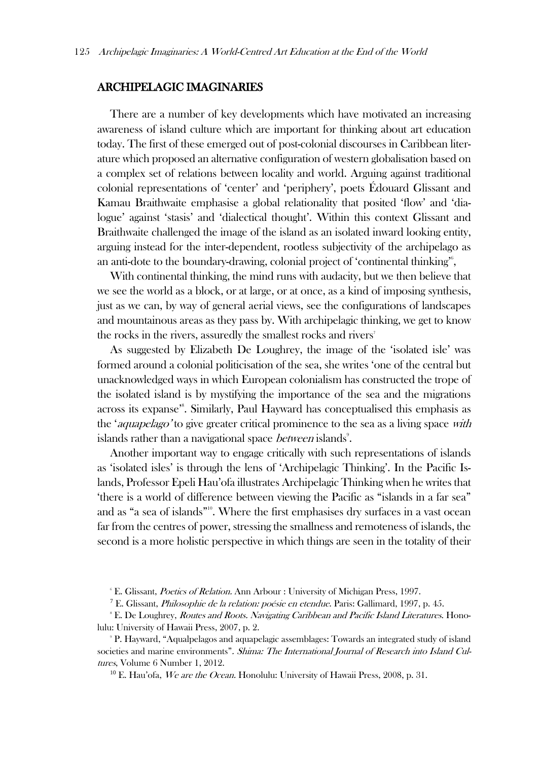## ARCHIPELAGIC IMAGINARIES

There are a number of key developments which have motivated an increasing awareness of island culture which are important for thinking about art education today. The first of these emerged out of post-colonial discourses in Caribbean literature which proposed an alternative configuration of western globalisation based on a complex set of relations between locality and world. Arguing against traditional colonial representations of 'center' and 'periphery', poets Édouard Glissant and Kamau Braithwaite emphasise a global relationality that posited 'flow' and 'dialogue' against 'stasis' and 'dialectical thought'. Within this context Glissant and Braithwaite challenged the image of the island as an isolated inward looking entity, arguing instead for the inter-dependent, rootless subjectivity of the archipelago as an anti-dote to the boundary-drawing, colonial project of 'continental thinking'[6],

With continental thinking, the mind runs with audacity, but we then believe that we see the world as a block, or at large, or at once, as a kind of imposing synthesis, just as we can, by way of general aerial views, see the configurations of landscapes and mountainous areas as they pass by. With archipelagic thinking, we get to know the rocks in the rivers, assuredly the smallest rocks and rivers[7]

As suggested by Elizabeth De Loughrey, the image of the 'isolated isle' was formed around a colonial politicisation of the sea, she writes 'one of the central but unacknowledged ways in which European colonialism has constructed the trope of the isolated island is by mystifying the importance of the sea and the migrations across its expanse'[8]. Similarly, Paul Hayward has conceptualised this emphasis as the '*aquapelago*' to give greater critical prominence to the sea as a living space *with* islands rather than a navigational space *between* islands[9].

Another important way to engage critically with such representations of islands as 'isolated isles' is through the lens of 'Archipelagic Thinking'. In the Pacific Islands, Professor Epeli Hau'ofa illustrates Archipelagic Thinking when he writes that 'there is a world of difference between viewing the Pacific as "islands in a far sea" and as "a sea of islands"'[10]. Where the first emphasises dry surfaces in a vast ocean far from the centres of power, stressing the smallness and remoteness of islands, the second is a more holistic perspective in which things are seen in the totality of their

---

[6] E. Glissant, *Poetics of Relation*. Ann Arbour : University of Michigan Press, 1997.

[7] E. Glissant, *Philosophie de la relation: poésie en etendue*. Paris: Gallimard, 1997, p. 45.

[8] E. De Loughrey, *Routes and Roots. Navigating Caribbean and Pacific Island Literatures*. Honolulu: University of Hawaii Press, 2007, p. 2.

[9] P. Hayward, "Aqualpelagos and aquapelagic assemblages: Towards an integrated study of island societies and marine environments". *Shima: The International Journal of Research into Island Cultures*, Volume 6 Number 1, 2012.

[10] E. Hau'ofa, *We are the Ocean*. Honolulu: University of Hawaii Press, 2008, p. 31.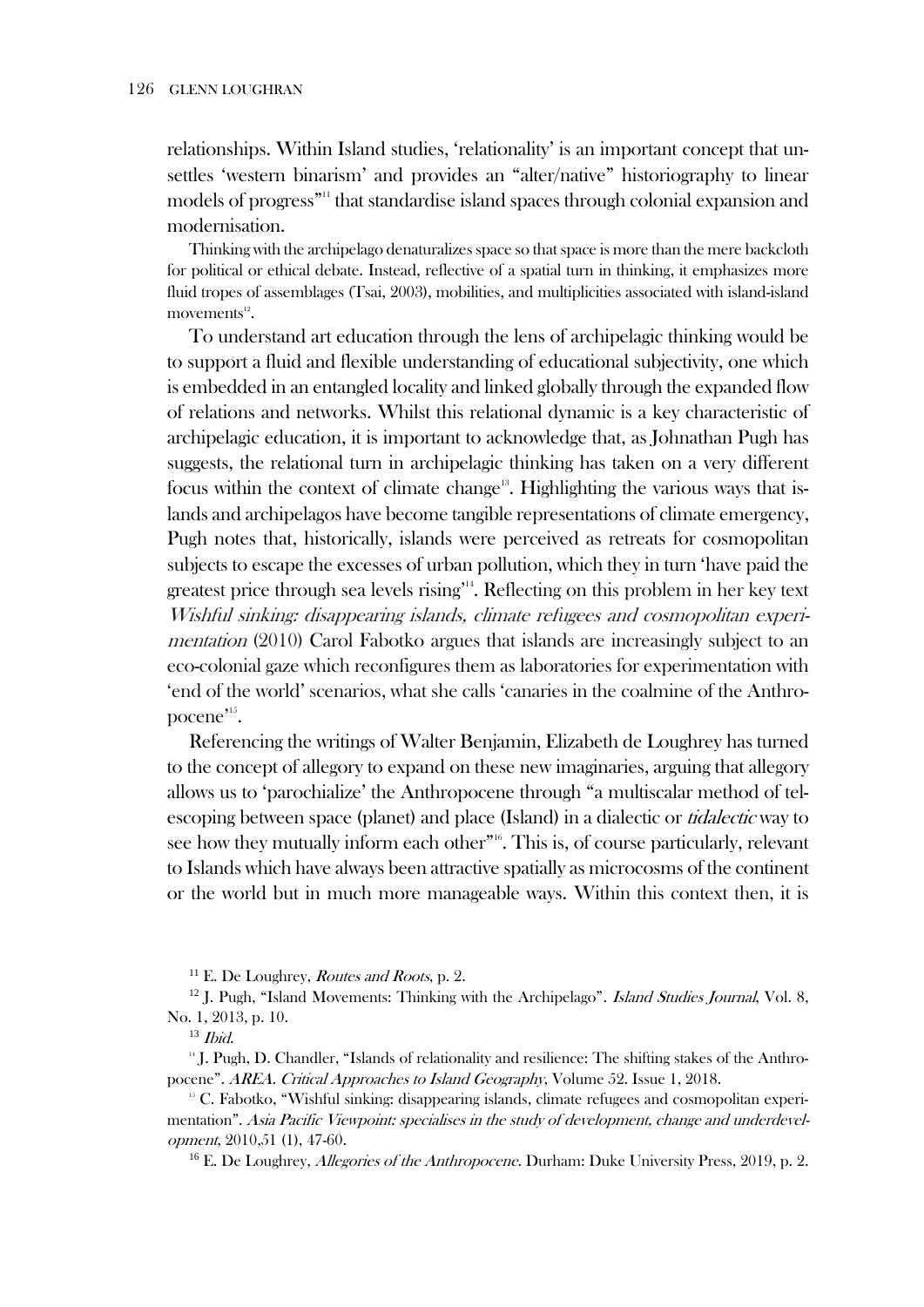relationships. Within Island studies, 'relationality' is an important concept that unsettles 'western binarism' and provides an "alter/native" historiography to linear models of progress"[11] that standardise island spaces through colonial expansion and modernisation.

> Thinking with the archipelago denaturalizes space so that space is more than the mere backcloth for political or ethical debate. Instead, reflective of a spatial turn in thinking, it emphasizes more fluid tropes of assemblages (Tsai, 2003), mobilities, and multiplicities associated with island-island movements[12].

To understand art education through the lens of archipelagic thinking would be to support a fluid and flexible understanding of educational subjectivity, one which is embedded in an entangled locality and linked globally through the expanded flow of relations and networks. Whilst this relational dynamic is a key characteristic of archipelagic education, it is important to acknowledge that, as Johnathan Pugh has suggested, the relational turn in archipelagic thinking has taken on a very different focus within the context of climate change[13]. Highlighting the various ways that islands and archipelagos have become tangible representations of climate emergency, Pugh notes that, historically, islands were perceived as retreats for cosmopolitan subjects to escape the excesses of urban pollution, which they in turn 'have paid the greatest price through sea levels rising'[14]. Reflecting on this problem in her key text *Wishful sinking: disappearing islands, climate refugees and cosmopolitan experimentation* (2010) Carol Fabotko argues that islands are increasingly subject to an eco-colonial gaze which reconfigures them as laboratories for experimentation with 'end of the world' scenarios, what she calls 'canaries in the coalmine of the Anthropocene'[15].

Referencing the writings of Walter Benjamin, Elizabeth de Loughrey has turned to the concept of allegory to expand on these new imaginaries, arguing that allegory allows us to 'parochialize' the Anthropocene through "a multiscalar method of telescoping between space (planet) and place (Island) in a dialectic or *tidalectic* way to see how they mutually inform each other"[16]. This is, of course particularly, relevant to Islands which have always been attractive spatially as microcosms of the continent or the world but in much more manageable ways. Within this context then, it is

[11] E. De Loughrey, *Routes and Roots*, p. 2.

[12] J. Pugh, "Island Movements: Thinking with the Archipelago". *Island Studies Journal*, Vol. 8, No. 1, 2013, p. 10.

[13] *Ibid.*

[14] J. Pugh, D. Chandler, "Islands of relationality and resilience: The shifting stakes of the Anthropocene". *AREA. Critical Approaches to Island Geography*, Volume 52. Issue 1, 2018.

[15] C. Fabotko, "Wishful sinking: disappearing islands, climate refugees and cosmopolitan experimentation". *Asia Pacific Viewpoint: specialises in the study of development, change and underdevelopment*, 2010,51 (1), 47-60.

[16] E. De Loughrey, *Allegories of the Anthropocene*. Durham: Duke University Press, 2019, p. 2.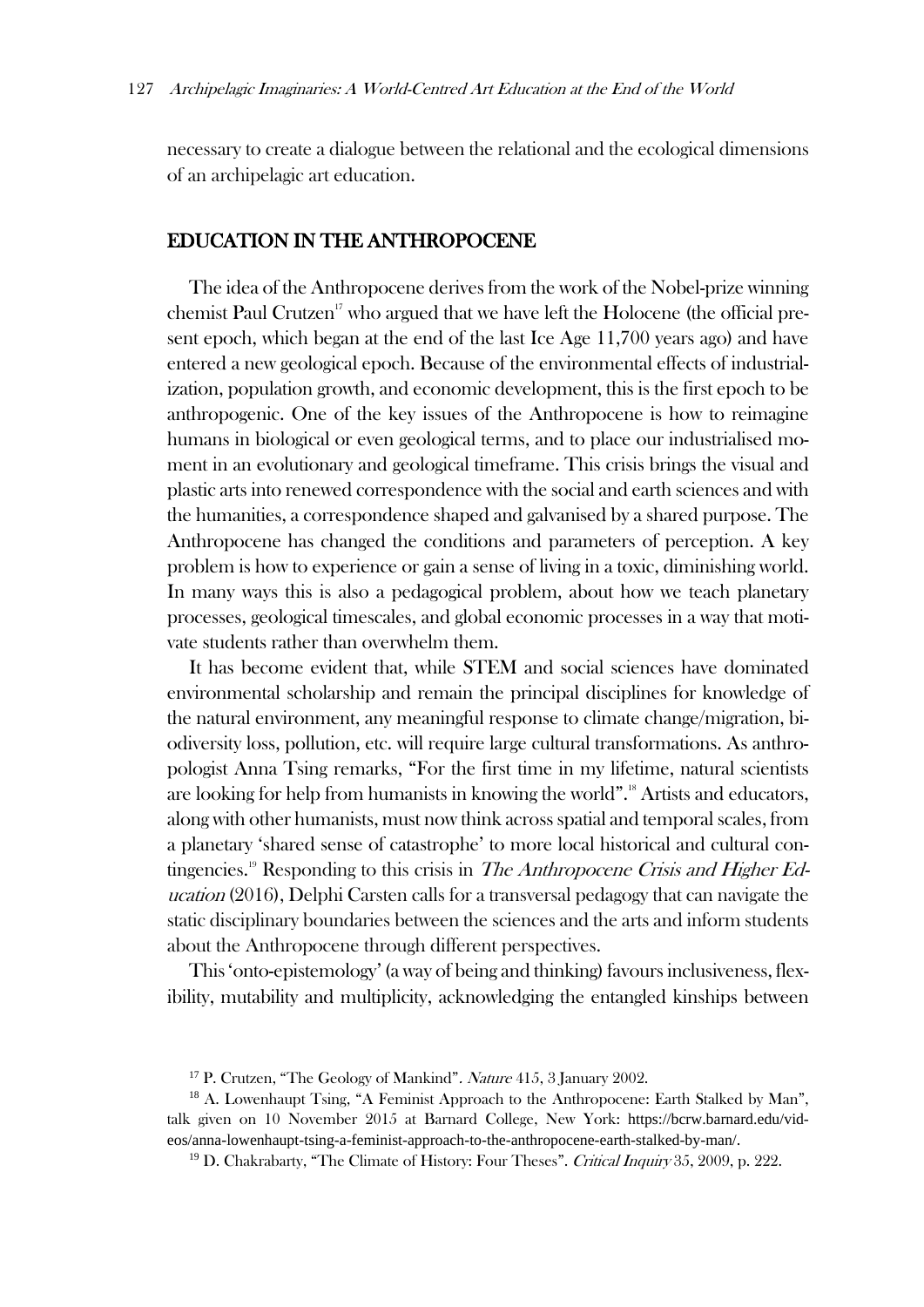necessary to create a dialogue between the relational and the ecological dimensions of an archipelagic art education.

## EDUCATION IN THE ANTHROPOCENE

The idea of the Anthropocene derives from the work of the Nobel-prize winning chemist Paul Crutzen[17] who argued that we have left the Holocene (the official present epoch, which began at the end of the last Ice Age 11,700 years ago) and have entered a new geological epoch. Because of the environmental effects of industrialization, population growth, and economic development, this is the first epoch to be anthropogenic. One of the key issues of the Anthropocene is how to reimagine humans in biological or even geological terms, and to place our industrialised moment in an evolutionary and geological timeframe. This crisis brings the visual and plastic arts into renewed correspondence with the social and earth sciences and with the humanities, a correspondence shaped and galvanised by a shared purpose. The Anthropocene has changed the conditions and parameters of perception. A key problem is how to experience or gain a sense of living in a toxic, diminishing world. In many ways this is also a pedagogical problem, about how we teach planetary processes, geological timescales, and global economic processes in a way that motivate students rather than overwhelm them.

It has become evident that, while STEM and social sciences have dominated environmental scholarship and remain the principal disciplines for knowledge of the natural environment, any meaningful response to climate change/migration, biodiversity loss, pollution, etc. will require large cultural transformations. As anthropologist Anna Tsing remarks, "For the first time in my lifetime, natural scientists are looking for help from humanists in knowing the world".[18] Artists and educators, along with other humanists, must now think across spatial and temporal scales, from a planetary 'shared sense of catastrophe' to more local historical and cultural contingencies.[19] Responding to this crisis in *The Anthropocene Crisis and Higher Education* (2016), Delphi Carsten calls for a transversal pedagogy that can navigate the static disciplinary boundaries between the sciences and the arts and inform students about the Anthropocene through different perspectives.

This 'onto-epistemology' (a way of being and thinking) favours inclusiveness, flexibility, mutability and multiplicity, acknowledging the entangled kinships between

[17] P. Crutzen, "The Geology of Mankind". *Nature* 415, 3 January 2002.

[18] A. Lowenhaupt Tsing, "A Feminist Approach to the Anthropocene: Earth Stalked by Man", talk given on 10 November 2015 at Barnard College, New York: https://bcrw.barnard.edu/videos/anna-lowenhaupt-tsing-a-feminist-approach-to-the-anthropocene-earth-stalked-by-man/.

[19] D. Chakrabarty, "The Climate of History: Four Theses". *Critical Inquiry* 35, 2009, p. 222.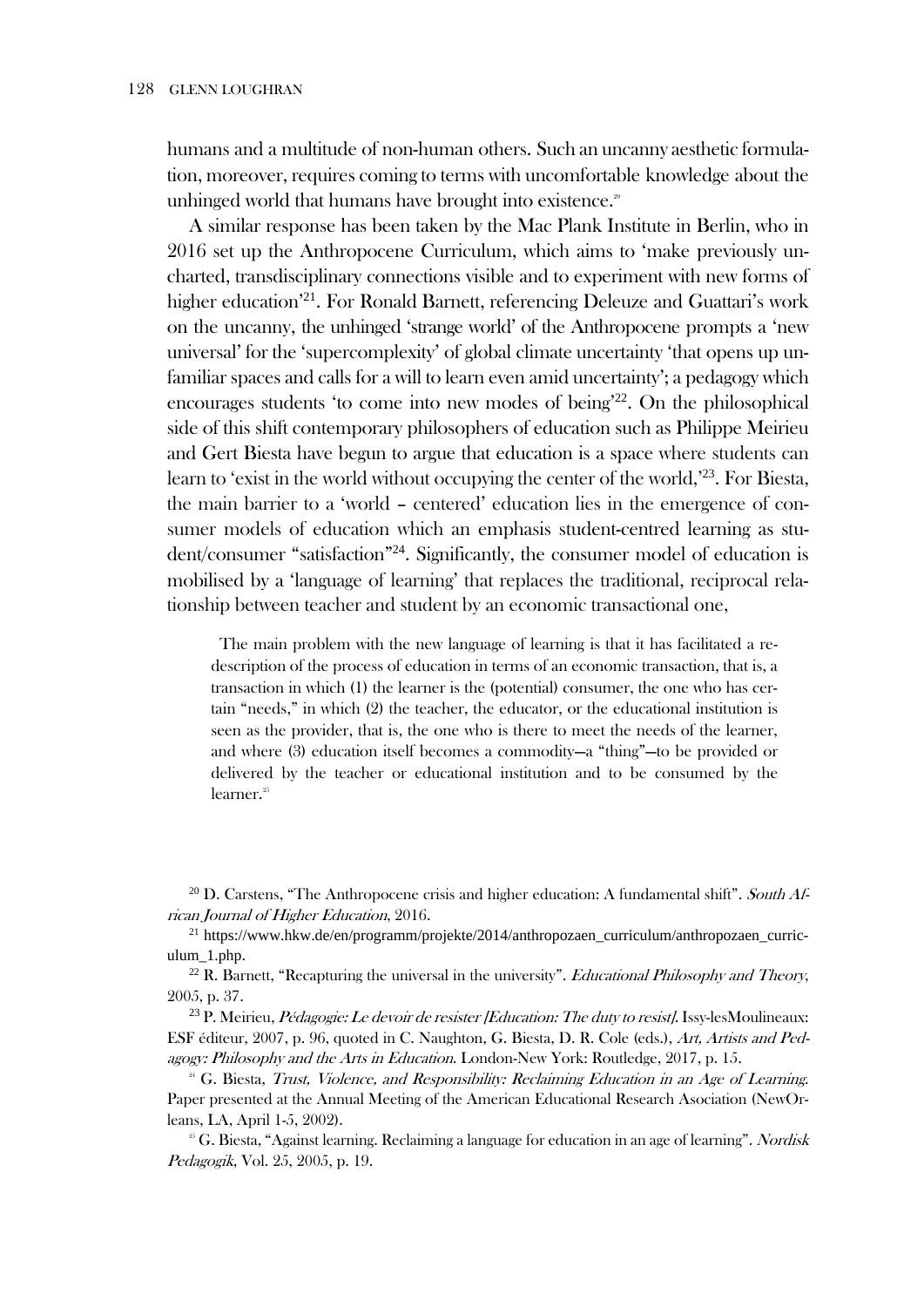humans and a multitude of non-human others. Such an uncanny aesthetic formulation, moreover, requires coming to terms with uncomfortable knowledge about the unhinged world that humans have brought into existence.[20]

A similar response has been taken by the Mac Plank Institute in Berlin, who in 2016 set up the Anthropocene Curriculum, which aims to 'make previously uncharted, transdisciplinary connections visible and to experiment with new forms of higher education'[21]. For Ronald Barnett, referencing Deleuze and Guattari's work on the uncanny, the unhinged 'strange world' of the Anthropocene prompts a 'new universal' for the 'supercomplexity' of global climate uncertainty 'that opens up unfamiliar spaces and calls for a will to learn even amid uncertainty'; a pedagogy which encourages students 'to come into new modes of being'[22]. On the philosophical side of this shift contemporary philosophers of education such as Philippe Meirieu and Gert Biesta have begun to argue that education is a space where students can learn to 'exist in the world without occupying the center of the world,'[23]. For Biesta, the main barrier to a 'world – centered' education lies in the emergence of consumer models of education which an emphasis student-centred learning as student/consumer "satisfaction"[24]. Significantly, the consumer model of education is mobilised by a 'language of learning' that replaces the traditional, reciprocal relationship between teacher and student by an economic transactional one,

> The main problem with the new language of learning is that it has facilitated a redescription of the process of education in terms of an economic transaction, that is, a transaction in which (1) the learner is the (potential) consumer, the one who has certain "needs," in which (2) the teacher, the educator, or the educational institution is seen as the provider, that is, the one who is there to meet the needs of the learner, and where (3) education itself becomes a commodity—a "thing"—to be provided or delivered by the teacher or educational institution and to be consumed by the learner.[25]

[20] D. Carstens, "The Anthropocene crisis and higher education: A fundamental shift". *South African Journal of Higher Education*, 2016.

[21] https://www.hkw.de/en/programm/projekte/2014/anthropozaen_curriculum/anthropozaen_curriculum_1.php.

[22] R. Barnett, "Recapturing the universal in the university". *Educational Philosophy and Theory*, 2005, p. 37.

[23] P. Meirieu, *Pédagogie: Le devoir de resister [Education: The duty to resist]*. Issy-lesMoulineaux: ESF éditeur, 2007, p. 96, quoted in C. Naughton, G. Biesta, D. R. Cole (eds.), *Art, Artists and Pedagogy: Philosophy and the Arts in Education*. London-New York: Routledge, 2017, p. 15.

[24] G. Biesta, *Trust, Violence, and Responsibility: Reclaiming Education in an Age of Learning.* Paper presented at the Annual Meeting of the American Educational Research Asociation (NewOrleans, LA, April 1-5, 2002).

[25] G. Biesta, "Against learning. Reclaiming a language for education in an age of learning". *Nordisk Pedagogik*, Vol. 25, 2005, p. 19.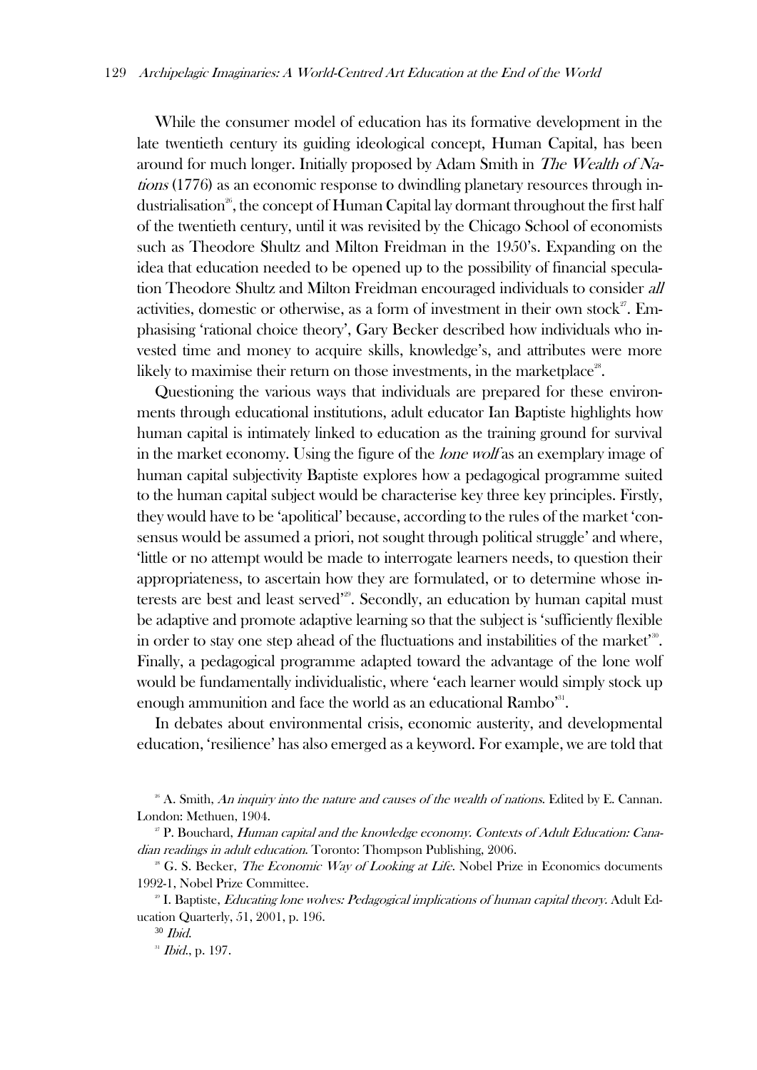While the consumer model of education has its formative development in the late twentieth century its guiding ideological concept, Human Capital, has been around for much longer. Initially proposed by Adam Smith in *The Wealth of Nations* (1776) as an economic response to dwindling planetary resources through industrialisation[26], the concept of Human Capital lay dormant throughout the first half of the twentieth century, until it was revisited by the Chicago School of economists such as Theodore Shultz and Milton Freidman in the 1950's. Expanding on the idea that education needed to be opened up to the possibility of financial speculation Theodore Shultz and Milton Freidman encouraged individuals to consider *all* activities, domestic or otherwise, as a form of investment in their own stock[27]. Emphasising 'rational choice theory', Gary Becker described how individuals who invested time and money to acquire skills, knowledge's, and attributes were more likely to maximise their return on those investments, in the marketplace[28].

Questioning the various ways that individuals are prepared for these environments through educational institutions, adult educator Ian Baptiste highlights how human capital is intimately linked to education as the training ground for survival in the market economy. Using the figure of the *lone wolf* as an exemplary image of human capital subjectivity Baptiste explores how a pedagogical programme suited to the human capital subject would be characterise key three key principles. Firstly, they would have to be 'apolitical' because, according to the rules of the market 'consensus would be assumed a priori, not sought through political struggle' and where, 'little or no attempt would be made to interrogate learners needs, to question their appropriateness, to ascertain how they are formulated, or to determine whose interests are best and least served'[29]. Secondly, an education by human capital must be adaptive and promote adaptive learning so that the subject is 'sufficiently flexible in order to stay one step ahead of the fluctuations and instabilities of the market'[30]. Finally, a pedagogical programme adapted toward the advantage of the lone wolf would be fundamentally individualistic, where 'each learner would simply stock up enough ammunition and face the world as an educational Rambo'[31].

In debates about environmental crisis, economic austerity, and developmental education, 'resilience' has also emerged as a keyword. For example, we are told that

[26] A. Smith, *An inquiry into the nature and causes of the wealth of nations*. Edited by E. Cannan. London: Methuen, 1904.

[27] P. Bouchard, *Human capital and the knowledge economy. Contexts of Adult Education: Canadian readings in adult education*. Toronto: Thompson Publishing, 2006.

[28] G. S. Becker, *The Economic Way of Looking at Life*. Nobel Prize in Economics documents 1992-1, Nobel Prize Committee.

[29] I. Baptiste, *Educating lone wolves: Pedagogical implications of human capital theory*. Adult Education Quarterly, 51, 2001, p. 196.

[30] *Ibid*.

[31] *Ibid*., p. 197.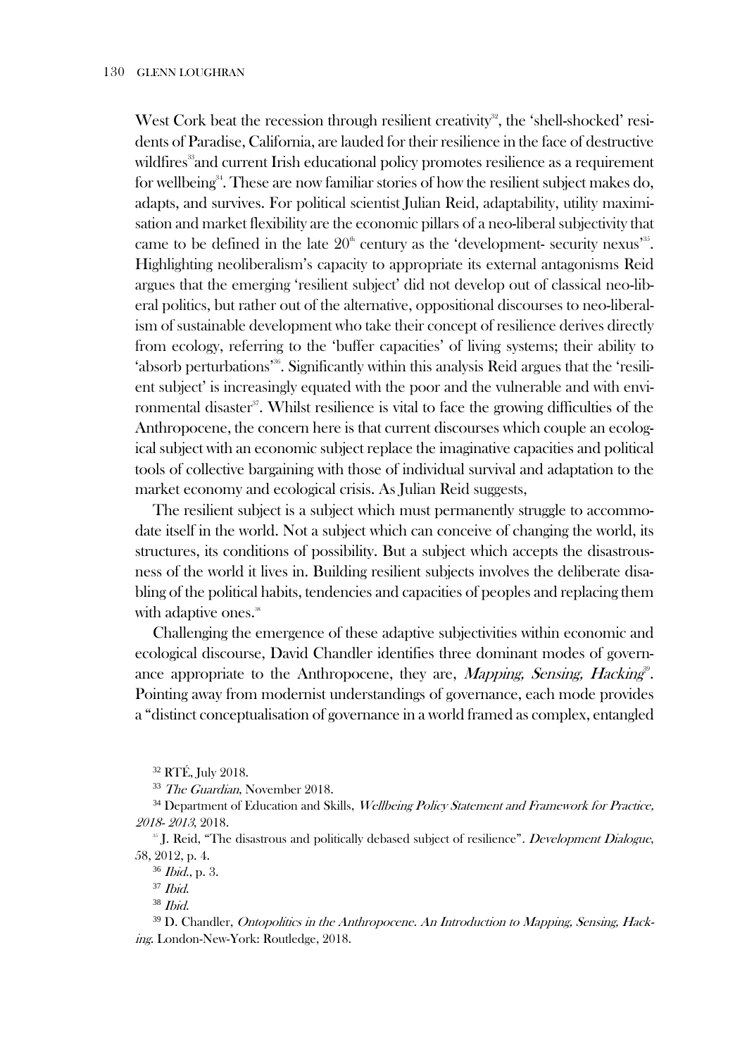West Cork beat the recession through resilient creativity[32], the 'shell-shocked' residents of Paradise, California, are lauded for their resilience in the face of destructive wildfires[33] and current Irish educational policy promotes resilience as a requirement for wellbeing[34]. These are now familiar stories of how the resilient subject makes do, adapts, and survives. For political scientist Julian Reid, adaptability, utility maximisation and market flexibility are the economic pillars of a neo-liberal subjectivity that came to be defined in the late 20th century as the 'development- security nexus'[35]. Highlighting neoliberalism's capacity to appropriate its external antagonisms Reid argues that the emerging 'resilient subject' did not develop out of classical neo-liberal politics, but rather out of the alternative, oppositional discourses to neo-liberalism of sustainable development who take their concept of resilience derives directly from ecology, referring to the 'buffer capacities' of living systems; their ability to 'absorb perturbations'[36]. Significantly within this analysis Reid argues that the 'resilient subject' is increasingly equated with the poor and the vulnerable and with environmental disaster[37]. Whilst resilience is vital to face the growing difficulties of the Anthropocene, the concern here is that current discourses which couple an ecological subject with an economic subject replace the imaginative capacities and political tools of collective bargaining with those of individual survival and adaptation to the market economy and ecological crisis. As Julian Reid suggests,

The resilient subject is a subject which must permanently struggle to accommodate itself in the world. Not a subject which can conceive of changing the world, its structures, its conditions of possibility. But a subject which accepts the disastrousness of the world it lives in. Building resilient subjects involves the deliberate disabling of the political habits, tendencies and capacities of peoples and replacing them with adaptive ones.[38]

Challenging the emergence of these adaptive subjectivities within economic and ecological discourse, David Chandler identifies three dominant modes of governance appropriate to the Anthropocene, they are, *Mapping, Sensing, Hacking*[39]. Pointing away from modernist understandings of governance, each mode provides a "distinct conceptualisation of governance in a world framed as complex, entangled

[32] RTÉ, July 2018.

[33] *The Guardian*, November 2018.

[34] Department of Education and Skills, *Wellbeing Policy Statement and Framework for Practice, 2018- 2013*, 2018.

[35] J. Reid, "The disastrous and politically debased subject of resilience". *Development Dialogue*, 58, 2012, p. 4.

[36] *Ibid.*, p. 3.

[37] *Ibid.*

[38] *Ibid.*

[39] D. Chandler, *Ontopolitics in the Anthropocene. An Introduction to Mapping, Sensing, Hacking*. London-New-York: Routledge, 2018.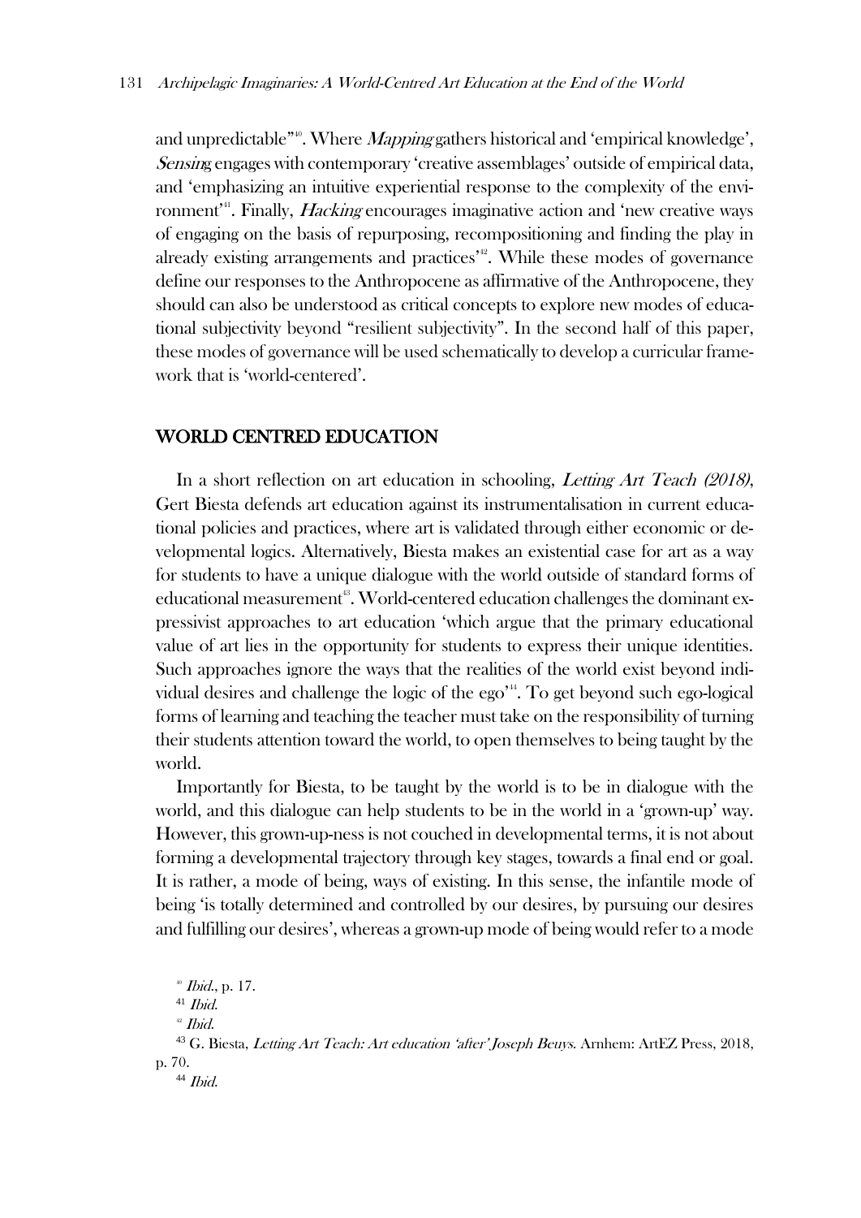and unpredictable"[40]. Where *Mapping* gathers historical and 'empirical knowledge', *Sensing* engages with contemporary 'creative assemblages' outside of empirical data, and 'emphasizing an intuitive experiential response to the complexity of the environment'[41]. Finally, *Hacking* encourages imaginative action and 'new creative ways of engaging on the basis of repurposing, recompositioning and finding the play in already existing arrangements and practices'[42]. While these modes of governance define our responses to the Anthropocene as affirmative of the Anthropocene, they should can also be understood as critical concepts to explore new modes of educational subjectivity beyond "resilient subjectivity". In the second half of this paper, these modes of governance will be used schematically to develop a curricular framework that is 'world-centered'.

## WORLD CENTRED EDUCATION

In a short reflection on art education in schooling, *Letting Art Teach (2018)*, Gert Biesta defends art education against its instrumentalisation in current educational policies and practices, where art is validated through either economic or developmental logics. Alternatively, Biesta makes an existential case for art as a way for students to have a unique dialogue with the world outside of standard forms of educational measurement[43]. World-centered education challenges the dominant expressivist approaches to art education 'which argue that the primary educational value of art lies in the opportunity for students to express their unique identities. Such approaches ignore the ways that the realities of the world exist beyond individual desires and challenge the logic of the ego'[44]. To get beyond such ego-logical forms of learning and teaching the teacher must take on the responsibility of turning their students attention toward the world, to open themselves to being taught by the world.

Importantly for Biesta, to be taught by the world is to be in dialogue with the world, and this dialogue can help students to be in the world in a 'grown-up' way. However, this grown-up-ness is not couched in developmental terms, it is not about forming a developmental trajectory through key stages, towards a final end or goal. It is rather, a mode of being, ways of existing. In this sense, the infantile mode of being 'is totally determined and controlled by our desires, by pursuing our desires and fulfilling our desires', whereas a grown-up mode of being would refer to a mode

[40] *Ibid.*, p. 17.

[41] *Ibid.*

[42] *Ibid.*

[43] G. Biesta, *Letting Art Teach: Art education 'after' Joseph Beuys*. Arnhem: ArtEZ Press, 2018, p. 70.

[44] *Ibid.*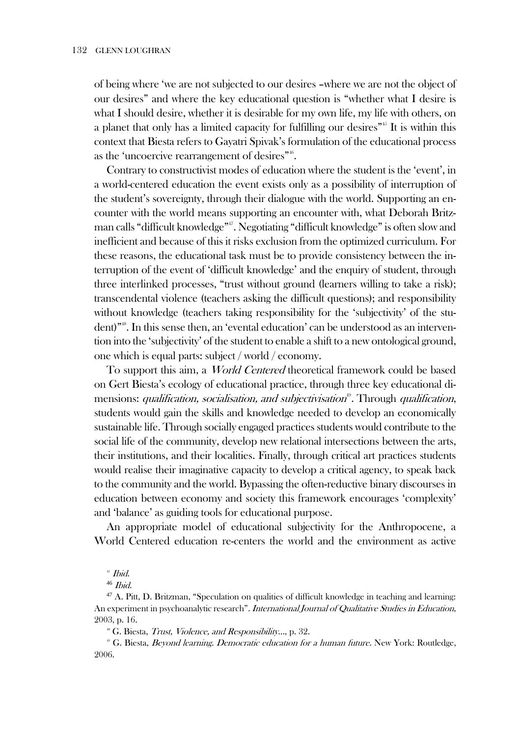of being where 'we are not subjected to our desires –where we are not the object of our desires" and where the key educational question is "whether what I desire is what I should desire, whether it is desirable for my own life, my life with others, on a planet that only has a limited capacity for fulfilling our desires"[45] It is within this context that Biesta refers to Gayatri Spivak's formulation of the educational process as the 'uncoercive rearrangement of desires"[46].

Contrary to constructivist modes of education where the student is the 'event', in a world-centered education the event exists only as a possibility of interruption of the student's sovereignty, through their dialogue with the world. Supporting an encounter with the world means supporting an encounter with, what Deborah Britzman calls "difficult knowledge"[47]. Negotiating "difficult knowledge" is often slow and inefficient and because of this it risks exclusion from the optimized curriculum. For these reasons, the educational task must be to provide consistency between the interruption of the event of 'difficult knowledge' and the enquiry of student, through three interlinked processes, "trust without ground (learners willing to take a risk); transcendental violence (teachers asking the difficult questions); and responsibility without knowledge (teachers taking responsibility for the 'subjectivity' of the student)"[48]. In this sense then, an 'evental education' can be understood as an intervention into the 'subjectivity' of the student to enable a shift to a new ontological ground, one which is equal parts: subject / world / economy.

To support this aim, a *World Centered* theoretical framework could be based on Gert Biesta's ecology of educational practice, through three key educational dimensions: *qualification, socialisation, and subjectivisation*[49]. Through *qualification*, students would gain the skills and knowledge needed to develop an economically sustainable life. Through socially engaged practices students would contribute to the social life of the community, develop new relational intersections between the arts, their institutions, and their localities. Finally, through critical art practices students would realise their imaginative capacity to develop a critical agency, to speak back to the community and the world. Bypassing the often-reductive binary discourses in education between economy and society this framework encourages 'complexity' and 'balance' as guiding tools for educational purpose.

An appropriate model of educational subjectivity for the Anthropocene, a World Centered education re-centers the world and the environment as active

[45] *Ibid.*

[46] *Ibid.*

[47] A. Pitt, D. Britzman, "Speculation on qualities of difficult knowledge in teaching and learning: An experiment in psychoanalytic research". *International Journal of Qualitative Studies in Education*, 2003, p. 16.

[48] G. Biesta, *Trust, Violence, and Responsibility...*, p. 32.

[49] G. Biesta, *Beyond learning. Democratic education for a human future.* New York: Routledge, 2006.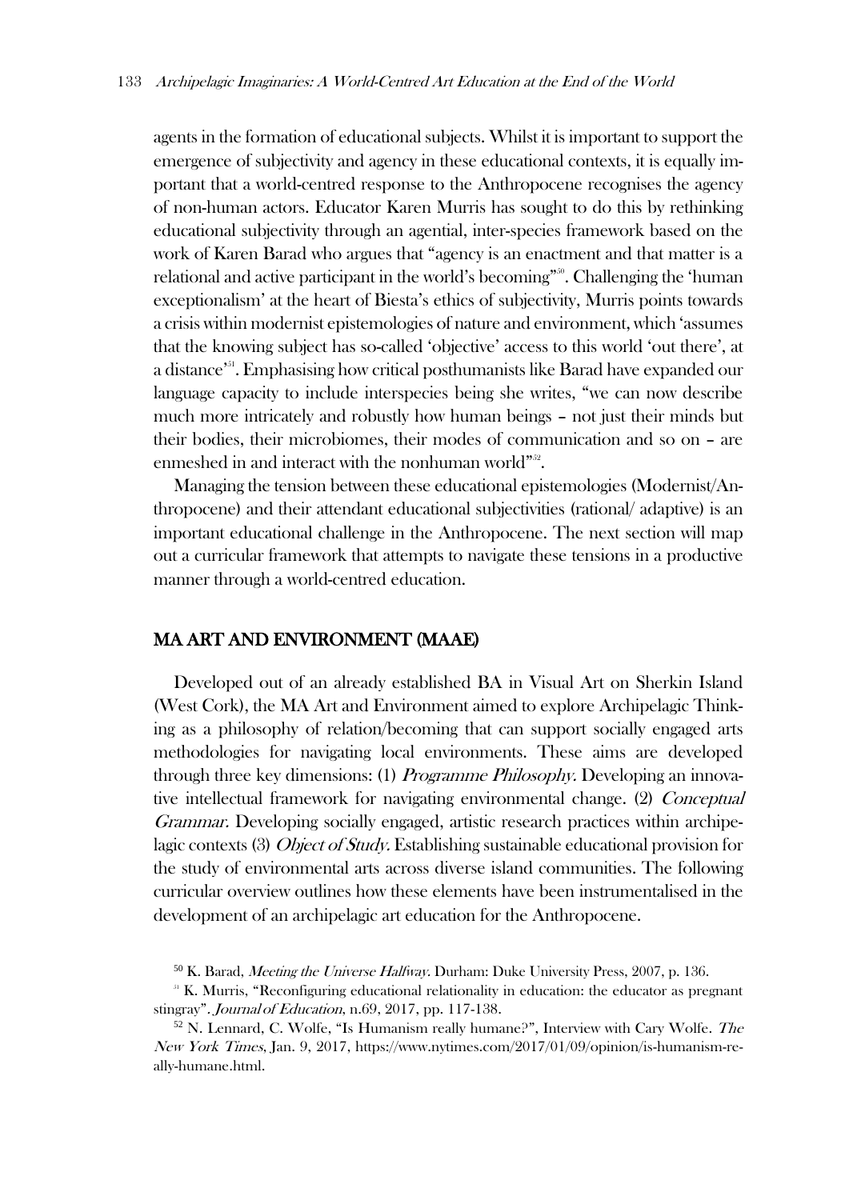agents in the formation of educational subjects. Whilst it is important to support the emergence of subjectivity and agency in these educational contexts, it is equally important that a world-centred response to the Anthropocene recognises the agency of non-human actors. Educator Karen Murris has sought to do this by rethinking educational subjectivity through an agential, inter-species framework based on the work of Karen Barad who argues that "agency is an enactment and that matter is a relational and active participant in the world's becoming"[50]. Challenging the 'human exceptionalism' at the heart of Biesta's ethics of subjectivity, Murris points towards a crisis within modernist epistemologies of nature and environment, which 'assumes that the knowing subject has so-called 'objective' access to this world 'out there', at a distance'[51]. Emphasising how critical posthumanists like Barad have expanded our language capacity to include interspecies being she writes, "we can now describe much more intricately and robustly how human beings – not just their minds but their bodies, their microbiomes, their modes of communication and so on – are enmeshed in and interact with the nonhuman world"[52].

Managing the tension between these educational epistemologies (Modernist/Anthropocene) and their attendant educational subjectivities (rational/ adaptive) is an important educational challenge in the Anthropocene. The next section will map out a curricular framework that attempts to navigate these tensions in a productive manner through a world-centred education.

## MA ART AND ENVIRONMENT (MAAE)

Developed out of an already established BA in Visual Art on Sherkin Island (West Cork), the MA Art and Environment aimed to explore Archipelagic Thinking as a philosophy of relation/becoming that can support socially engaged arts methodologies for navigating local environments. These aims are developed through three key dimensions: (1) *Programme Philosophy*. Developing an innovative intellectual framework for navigating environmental change. (2) *Conceptual Grammar*. Developing socially engaged, artistic research practices within archipelagic contexts (3) *Object of Study*. Establishing sustainable educational provision for the study of environmental arts across diverse island communities. The following curricular overview outlines how these elements have been instrumentalised in the development of an archipelagic art education for the Anthropocene.

[50] K. Barad, *Meeting the Universe Halfway*. Durham: Duke University Press, 2007, p. 136.

[51] K. Murris, "Reconfiguring educational relationality in education: the educator as pregnant stingray". *Journal of Education*, n.69, 2017, pp. 117-138.

[52] N. Lennard, C. Wolfe, "Is Humanism really humane?", Interview with Cary Wolfe. *The New York Times*, Jan. 9, 2017, https://www.nytimes.com/2017/01/09/opinion/is-humanism-really-humane.html.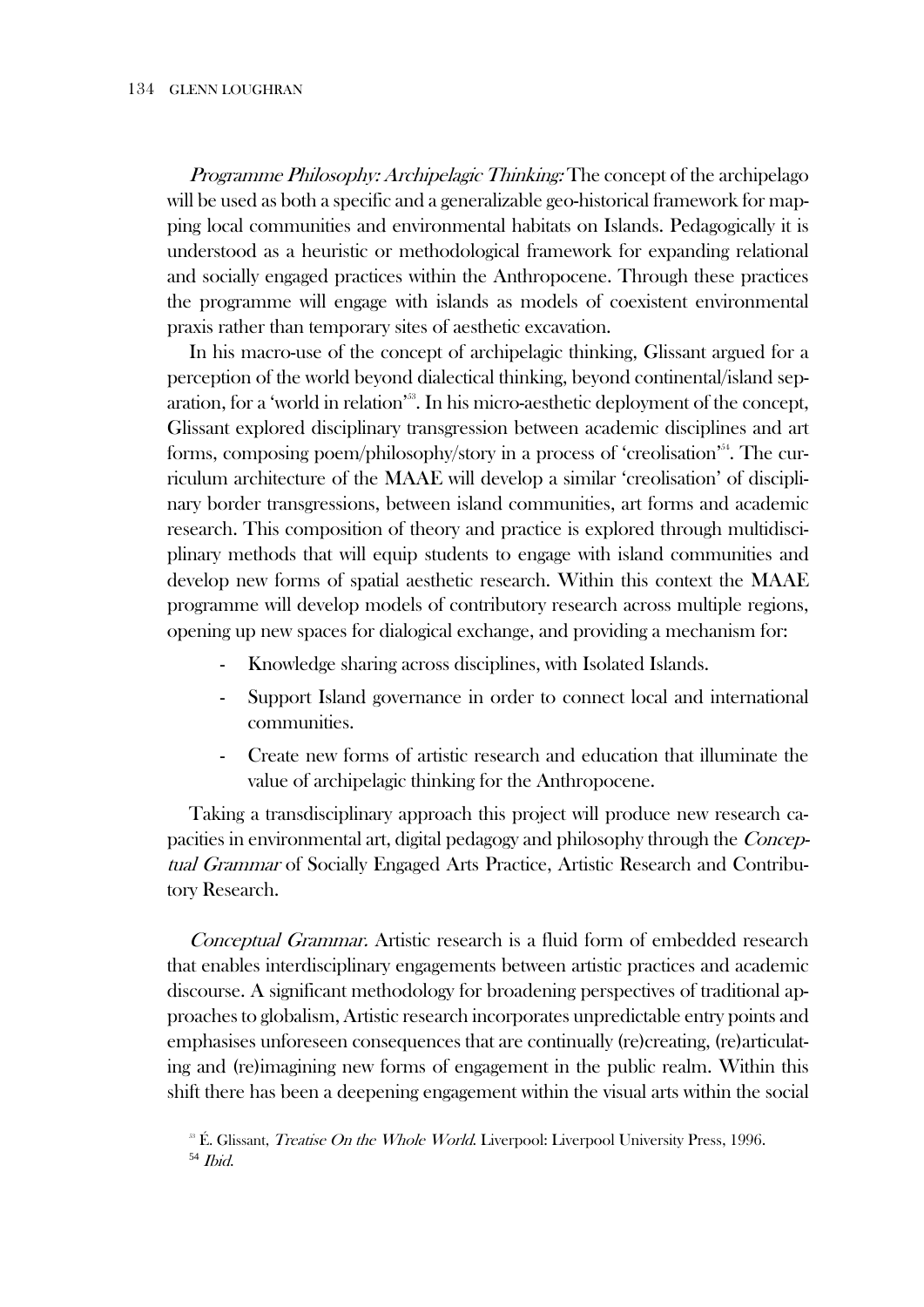*Programme Philosophy: Archipelagic Thinking:* The concept of the archipelago will be used as both a specific and a generalizable geo-historical framework for mapping local communities and environmental habitats on Islands. Pedagogically it is understood as a heuristic or methodological framework for expanding relational and socially engaged practices within the Anthropocene. Through these practices the programme will engage with islands as models of coexistent environmental praxis rather than temporary sites of aesthetic excavation.

In his macro-use of the concept of archipelagic thinking, Glissant argued for a perception of the world beyond dialectical thinking, beyond continental/island separation, for a 'world in relation'[53]. In his micro-aesthetic deployment of the concept, Glissant explored disciplinary transgression between academic disciplines and art forms, composing poem/philosophy/story in a process of 'creolisation'[54]. The curriculum architecture of the **MAAE** will develop a similar 'creolisation' of disciplinary border transgressions, between island communities, art forms and academic research. This composition of theory and practice is explored through multidisciplinary methods that will equip students to engage with island communities and develop new forms of spatial aesthetic research. Within this context the MAAE programme will develop models of contributory research across multiple regions, opening up new spaces for dialogical exchange, and providing a mechanism for:

- Knowledge sharing across disciplines, with Isolated Islands.
- Support Island governance in order to connect local and international communities.
- Create new forms of artistic research and education that illuminate the value of archipelagic thinking for the Anthropocene.

Taking a transdisciplinary approach this project will produce new research capacities in environmental art, digital pedagogy and philosophy through the *Conceptual Grammar* of Socially Engaged Arts Practice, Artistic Research and Contributory Research.

*Conceptual Grammar.* Artistic research is a fluid form of embedded research that enables interdisciplinary engagements between artistic practices and academic discourse. A significant methodology for broadening perspectives of traditional approaches to globalism, Artistic research incorporates unpredictable entry points and emphasises unforeseen consequences that are continually (re)creating, (re)articulating and (re)imagining new forms of engagement in the public realm. Within this shift there has been a deepening engagement within the visual arts within the social

[53] É. Glissant, *Treatise On the Whole World.* Liverpool: Liverpool University Press, 1996.

[54] *Ibid.*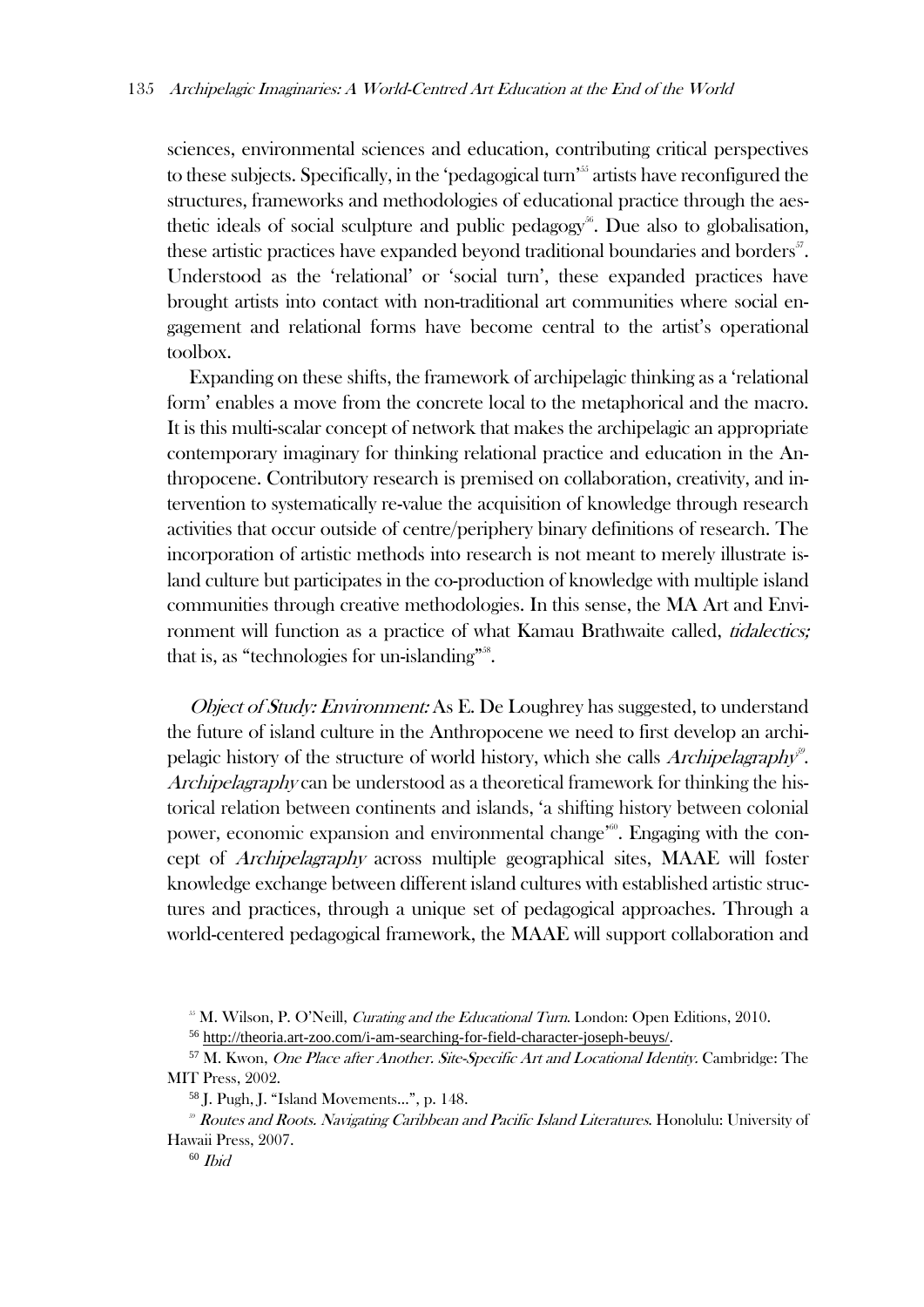sciences, environmental sciences and education, contributing critical perspectives to these subjects. Specifically, in the 'pedagogical turn'[55] artists have reconfigured the structures, frameworks and methodologies of educational practice through the aesthetic ideals of social sculpture and public pedagogy[56]. Due also to globalisation, these artistic practices have expanded beyond traditional boundaries and borders[57]. Understood as the 'relational' or 'social turn', these expanded practices have brought artists into contact with non-traditional art communities where social engagement and relational forms have become central to the artist's operational toolbox.

Expanding on these shifts, the framework of archipelagic thinking as a 'relational form' enables a move from the concrete local to the metaphorical and the macro. It is this multi-scalar concept of network that makes the archipelagic an appropriate contemporary imaginary for thinking relational practice and education in the Anthropocene. Contributory research is premised on collaboration, creativity, and intervention to systematically re-value the acquisition of knowledge through research activities that occur outside of centre/periphery binary definitions of research. The incorporation of artistic methods into research is not meant to merely illustrate island culture but participates in the co-production of knowledge with multiple island communities through creative methodologies. In this sense, the MA Art and Environment will function as a practice of what Kamau Brathwaite called, *tidalectics;* that is, as "technologies for un-islanding"[58].

*Object of Study: Environment:* As E. De Loughrey has suggested, to understand the future of island culture in the Anthropocene we need to first develop an archipelagic history of the structure of world history, which she calls *Archipelagraphy*[59]. *Archipelagraphy* can be understood as a theoretical framework for thinking the historical relation between continents and islands, 'a shifting history between colonial power, economic expansion and environmental change"[60]. Engaging with the concept of *Archipelagraphy* across multiple geographical sites, MAAE will foster knowledge exchange between different island cultures with established artistic structures and practices, through a unique set of pedagogical approaches. Through a world-centered pedagogical framework, the MAAE will support collaboration and

---

[55] M. Wilson, P. O'Neill, *Curating and the Educational Turn*. London: Open Editions, 2010.

[56] http://theoria.art-zoo.com/i-am-searching-for-field-character-joseph-beuys/.

[57] M. Kwon, *One Place after Another. Site-Specific Art and Locational Identity*. Cambridge: The MIT Press, 2002.

[58] J. Pugh, J. "Island Movements...", p. 148.

[59] *Routes and Roots. Navigating Caribbean and Pacific Island Literatures*. Honolulu: University of Hawaii Press, 2007.

[60] *Ibid*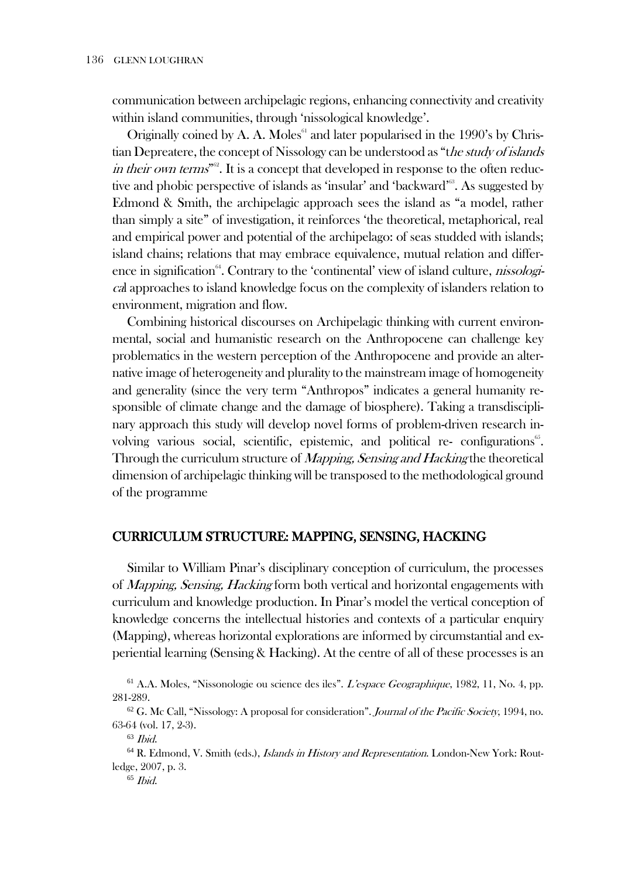communication between archipelagic regions, enhancing connectivity and creativity within island communities, through 'nissological knowledge'.

Originally coined by A. A. Moles[61] and later popularised in the 1990's by Christian Depreatere, the concept of Nissology can be understood as "t*he study of islands in their own terms*"[62]. It is a concept that developed in response to the often reductive and phobic perspective of islands as 'insular' and 'backward'[63]. As suggested by Edmond & Smith, the archipelagic approach sees the island as "a model, rather than simply a site" of investigation, it reinforces 'the theoretical, metaphorical, real and empirical power and potential of the archipelago: of seas studded with islands; island chains; relations that may embrace equivalence, mutual relation and difference in signification[64]. Contrary to the 'continental' view of island culture, *nissologica*l approaches to island knowledge focus on the complexity of islanders relation to environment, migration and flow.

Combining historical discourses on Archipelagic thinking with current environmental, social and humanistic research on the Anthropocene can challenge key problematics in the western perception of the Anthropocene and provide an alternative image of heterogeneity and plurality to the mainstream image of homogeneity and generality (since the very term "Anthropos" indicates a general humanity responsible of climate change and the damage of biosphere). Taking a transdisciplinary approach this study will develop novel forms of problem-driven research involving various social, scientific, epistemic, and political re- configurations[65]. Through the curriculum structure of *Mapping, Sensing and Hacking* the theoretical dimension of archipelagic thinking will be transposed to the methodological ground of the programme

## CURRICULUM STRUCTURE: MAPPING, SENSING, HACKING

Similar to William Pinar's disciplinary conception of curriculum, the processes of *Mapping, Sensing, Hacking* form both vertical and horizontal engagements with curriculum and knowledge production. In Pinar's model the vertical conception of knowledge concerns the intellectual histories and contexts of a particular enquiry (Mapping), whereas horizontal explorations are informed by circumstantial and experiential learning (Sensing & Hacking). At the centre of all of these processes is an

[61] A.A. Moles, "Nissonologie ou science des iles". *L'espace Geographique*, 1982, 11, No. 4, pp. 281-289.

[62] G. Mc Call, "Nissology: A proposal for consideration". *Journal of the Pacific Society*, 1994, no. 63-64 (vol. 17, 2-3).

[63] *Ibid.*

[64] R. Edmond, V. Smith (eds.), *Islands in History and Representation*. London-New York: Routledge, 2007, p. 3.

[65] *Ibid.*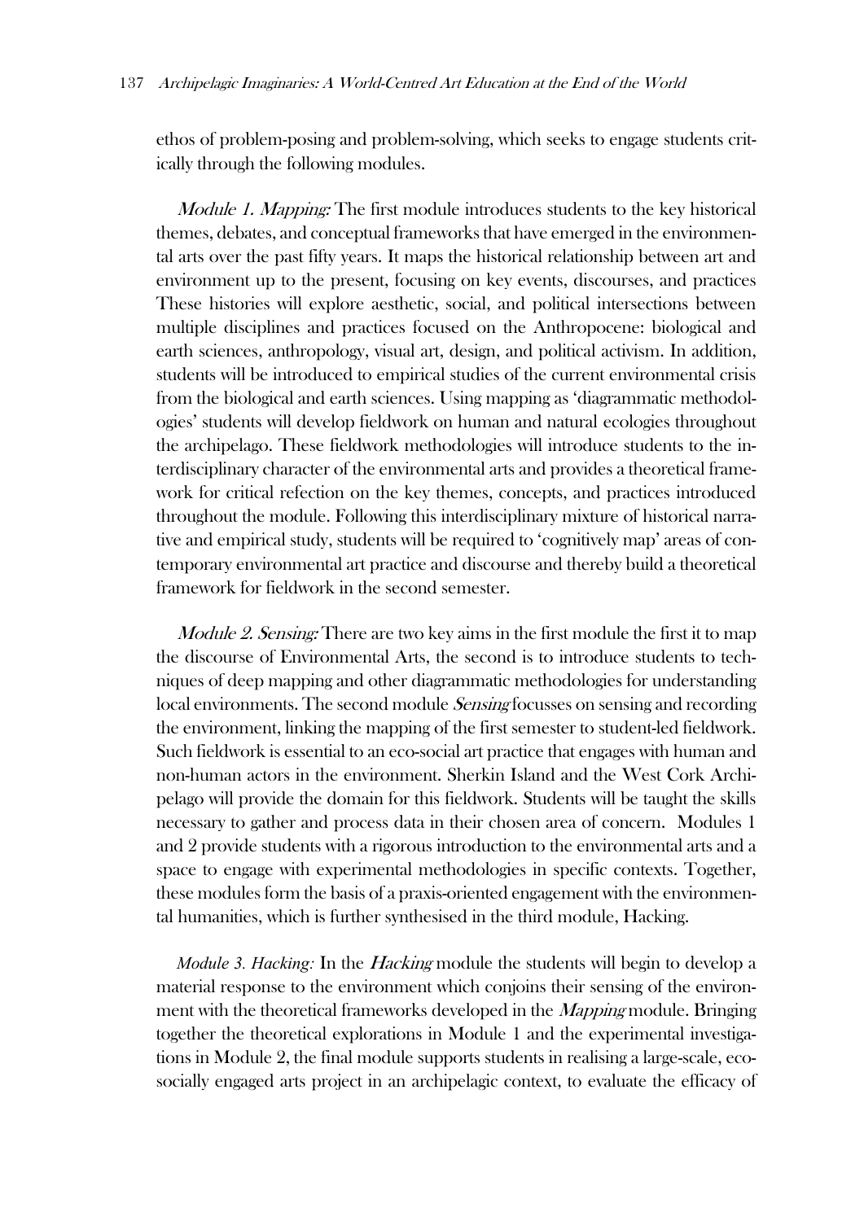ethos of problem-posing and problem-solving, which seeks to engage students critically through the following modules.

*Module 1. Mapping:* The first module introduces students to the key historical themes, debates, and conceptual frameworks that have emerged in the environmental arts over the past fifty years. It maps the historical relationship between art and environment up to the present, focusing on key events, discourses, and practices These histories will explore aesthetic, social, and political intersections between multiple disciplines and practices focused on the Anthropocene: biological and earth sciences, anthropology, visual art, design, and political activism. In addition, students will be introduced to empirical studies of the current environmental crisis from the biological and earth sciences. Using mapping as 'diagrammatic methodologies' students will develop fieldwork on human and natural ecologies throughout the archipelago. These fieldwork methodologies will introduce students to the interdisciplinary character of the environmental arts and provides a theoretical framework for critical refection on the key themes, concepts, and practices introduced throughout the module. Following this interdisciplinary mixture of historical narrative and empirical study, students will be required to 'cognitively map' areas of contemporary environmental art practice and discourse and thereby build a theoretical framework for fieldwork in the second semester.

*Module 2. Sensing:* There are two key aims in the first module the first it to map the discourse of Environmental Arts, the second is to introduce students to techniques of deep mapping and other diagrammatic methodologies for understanding local environments. The second module *Sensing* focusses on sensing and recording the environment, linking the mapping of the first semester to student-led fieldwork. Such fieldwork is essential to an eco-social art practice that engages with human and non-human actors in the environment. Sherkin Island and the West Cork Archipelago will provide the domain for this fieldwork. Students will be taught the skills necessary to gather and process data in their chosen area of concern. Modules 1 and 2 provide students with a rigorous introduction to the environmental arts and a space to engage with experimental methodologies in specific contexts. Together, these modules form the basis of a praxis-oriented engagement with the environmental humanities, which is further synthesised in the third module, Hacking.

*Module 3. Hacking:* In the *Hacking* module the students will begin to develop a material response to the environment which conjoins their sensing of the environment with the theoretical frameworks developed in the *Mapping* module. Bringing together the theoretical explorations in Module 1 and the experimental investigations in Module 2, the final module supports students in realising a large-scale, eco-socially engaged arts project in an archipelagic context, to evaluate the efficacy of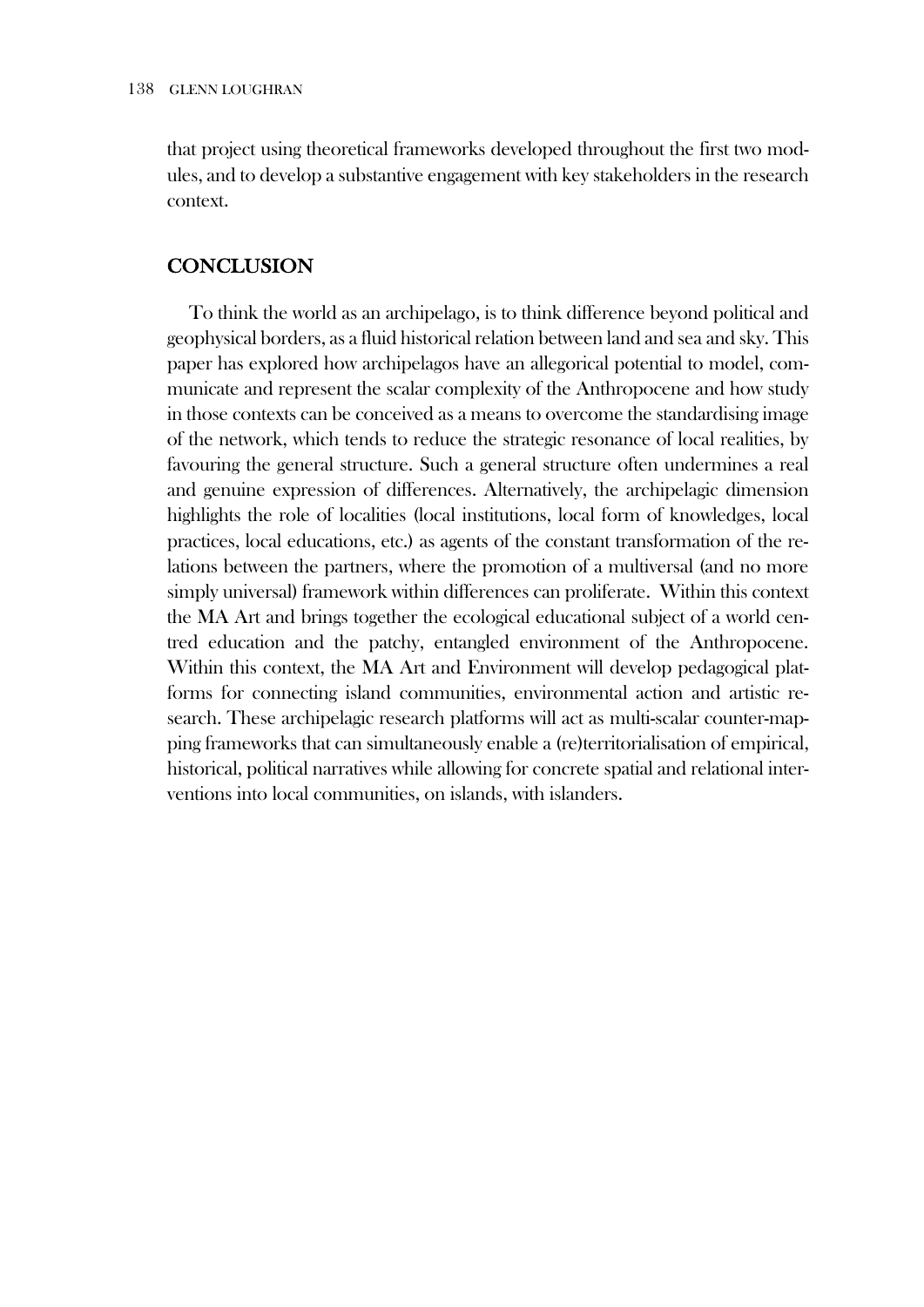that project using theoretical frameworks developed throughout the first two modules, and to develop a substantive engagement with key stakeholders in the research context.

## CONCLUSION

To think the world as an archipelago, is to think difference beyond political and geophysical borders, as a fluid historical relation between land and sea and sky. This paper has explored how archipelagos have an allegorical potential to model, communicate and represent the scalar complexity of the Anthropocene and how study in those contexts can be conceived as a means to overcome the standardising image of the network, which tends to reduce the strategic resonance of local realities, by favouring the general structure. Such a general structure often undermines a real and genuine expression of differences. Alternatively, the archipelagic dimension highlights the role of localities (local institutions, local form of knowledges, local practices, local educations, etc.) as agents of the constant transformation of the relations between the partners, where the promotion of a multiversal (and no more simply universal) framework within differences can proliferate. Within this context the MA Art and brings together the ecological educational subject of a world centred education and the patchy, entangled environment of the Anthropocene. Within this context, the MA Art and Environment will develop pedagogical platforms for connecting island communities, environmental action and artistic research. These archipelagic research platforms will act as multi-scalar counter-mapping frameworks that can simultaneously enable a (re)territorialisation of empirical, historical, political narratives while allowing for concrete spatial and relational interventions into local communities, on islands, with islanders.